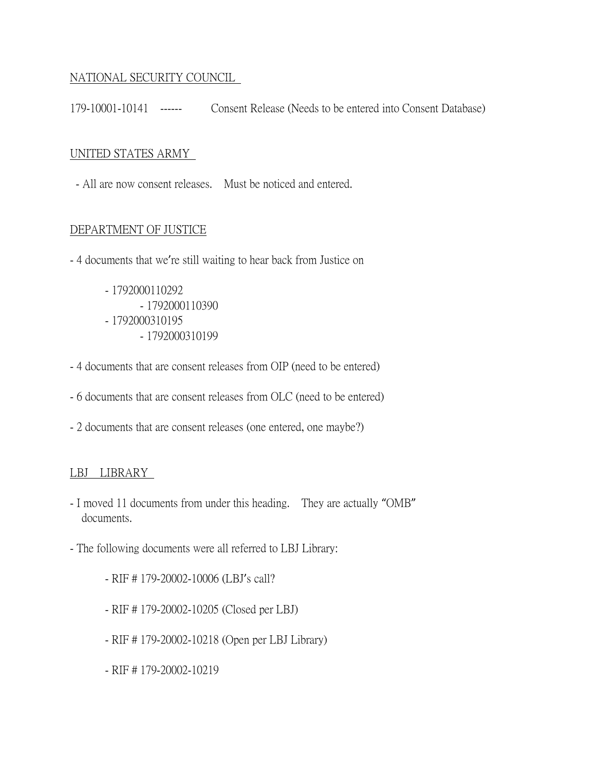NATIONAL SECURITY COUNCIL

179-10001-10141 ------ Consent Release (Needs to be entered into Consent Database)

UNITED STATES ARMY

- All are now consent releases. Must be noticed and entered.

DEPARTMENT OF JUSTICE

- 4 documents that we're still waiting to hear back from Justice on
  - 1792000110292
    - 1792000110390
  - 1792000310195
    - 1792000310199
- 4 documents that are consent releases from OIP (need to be entered)
- 6 documents that are consent releases from OLC (need to be entered)
- 2 documents that are consent releases (one entered, one maybe?)

LBJ LIBRARY

- I moved 11 documents from under this heading. They are actually "OMB" documents.
- The following documents were all referred to LBJ Library:
  - RIF # 179-20002-10006 (LBJ's call?
  - RIF # 179-20002-10205 (Closed per LBJ)
  - RIF # 179-20002-10218 (Open per LBJ Library)
  - RIF # 179-20002-10219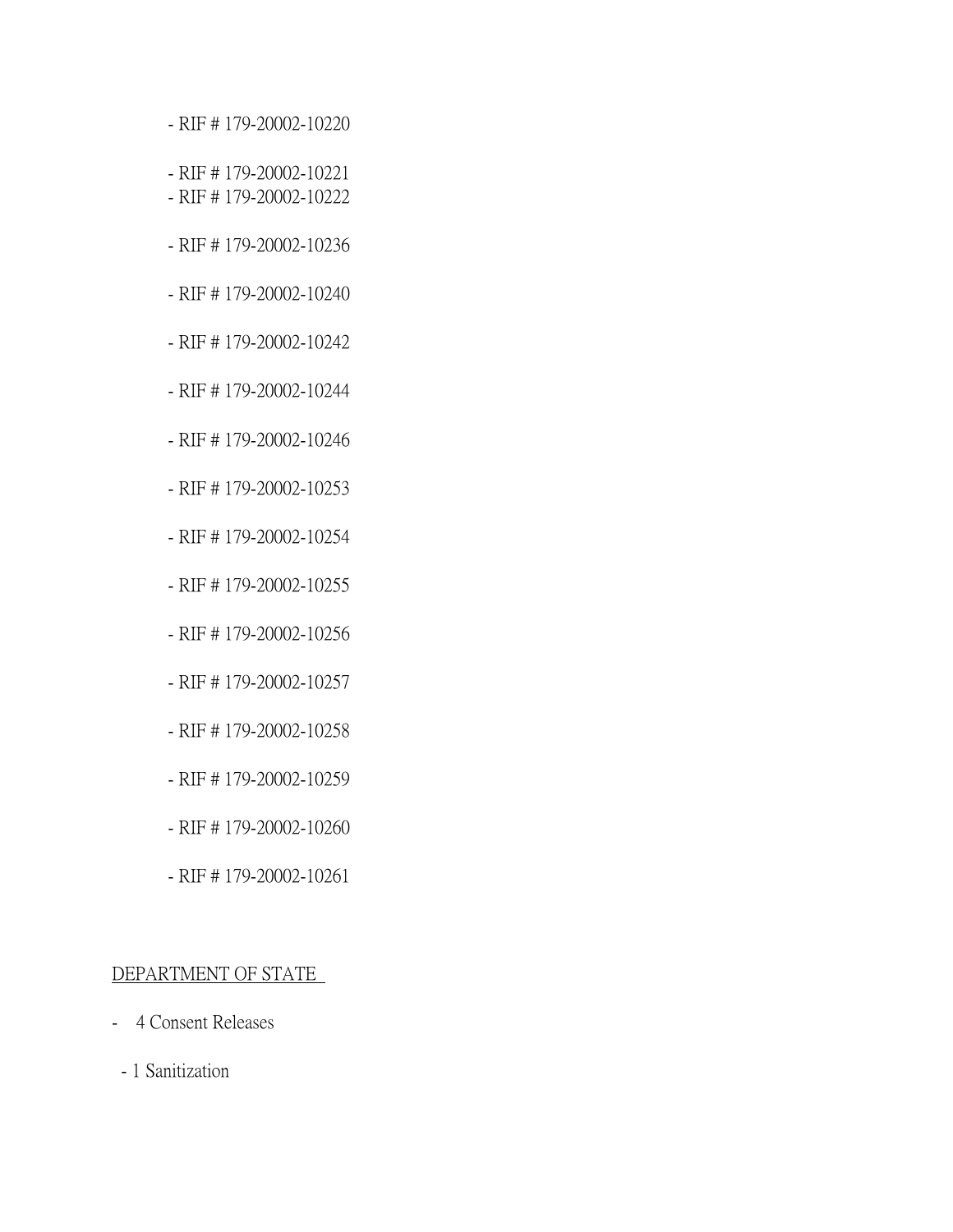- RIF # 179-20002-10220
- RIF # 179-20002-10221
- RIF # 179-20002-10222
- RIF # 179-20002-10236
- RIF # 179-20002-10240
- RIF # 179-20002-10242
- RIF # 179-20002-10244
- RIF # 179-20002-10246
- RIF # 179-20002-10253
- RIF # 179-20002-10254
- RIF # 179-20002-10255
- RIF # 179-20002-10256
- RIF # 179-20002-10257
- RIF # 179-20002-10258
- RIF # 179-20002-10259
- RIF # 179-20002-10260
- RIF # 179-20002-10261

DEPARTMENT OF STATE

- 4 Consent Releases
- 1 Sanitization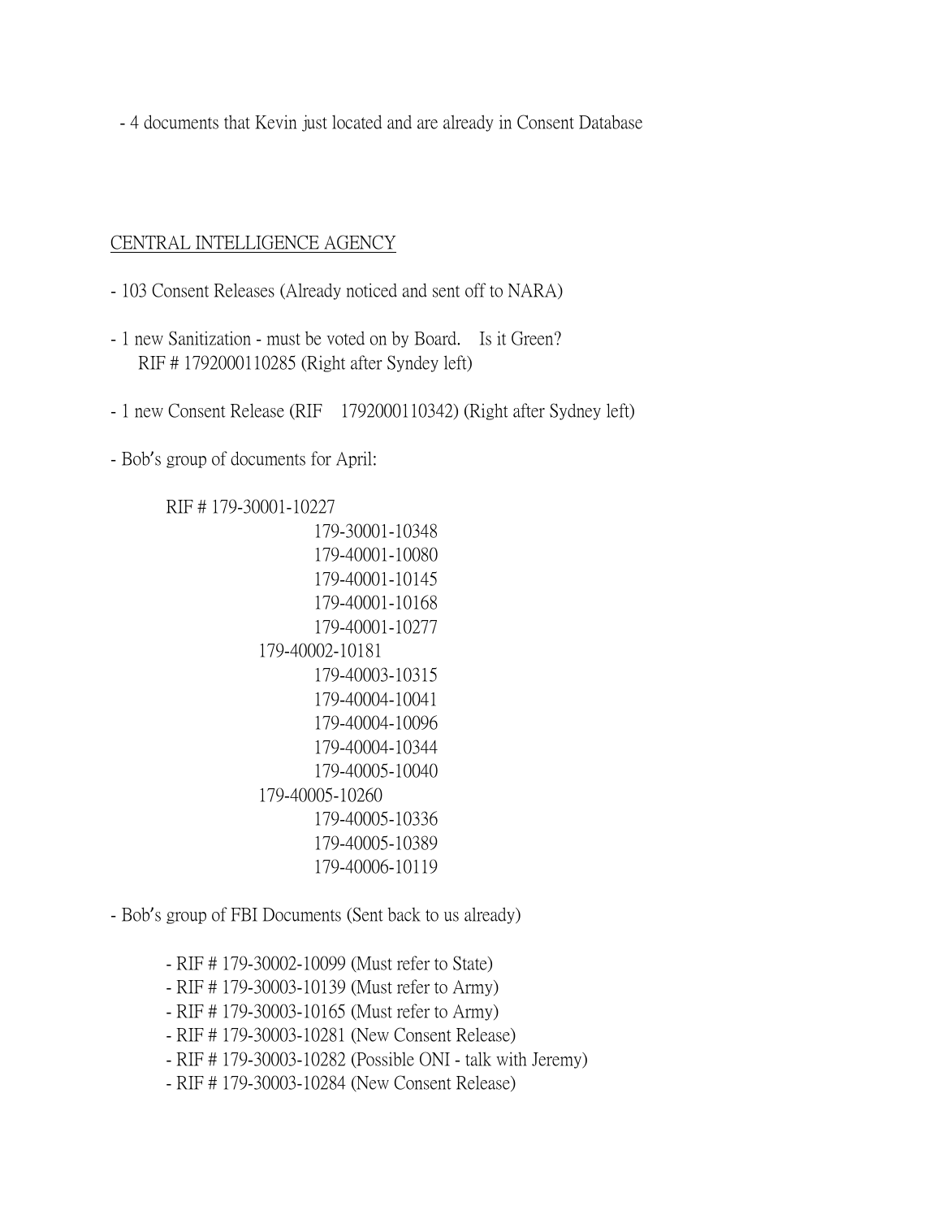- 4 documents that Kevin just located and are already in Consent Database

<u>CENTRAL INTELLIGENCE AGENCY</u>

- 103 Consent Releases (Already noticed and sent off to NARA)

- 1 new Sanitization - must be voted on by Board. Is it Green?
  RIF # 1792000110285 (Right after Syndey left)

- 1 new Consent Release (RIF 1792000110342) (Right after Sydney left)

- Bob's group of documents for April:

  RIF # 179-30001-10227
  179-30001-10348
  179-40001-10080
  179-40001-10145
  179-40001-10168
  179-40001-10277
  179-40002-10181
  179-40003-10315
  179-40004-10041
  179-40004-10096
  179-40004-10344
  179-40005-10040
  179-40005-10260
  179-40005-10336
  179-40005-10389
  179-40006-10119

- Bob's group of FBI Documents (Sent back to us already)

  - RIF # 179-30002-10099 (Must refer to State)
  - RIF # 179-30003-10139 (Must refer to Army)
  - RIF # 179-30003-10165 (Must refer to Army)
  - RIF # 179-30003-10281 (New Consent Release)
  - RIF # 179-30003-10282 (Possible ONI - talk with Jeremy)
  - RIF # 179-30003-10284 (New Consent Release)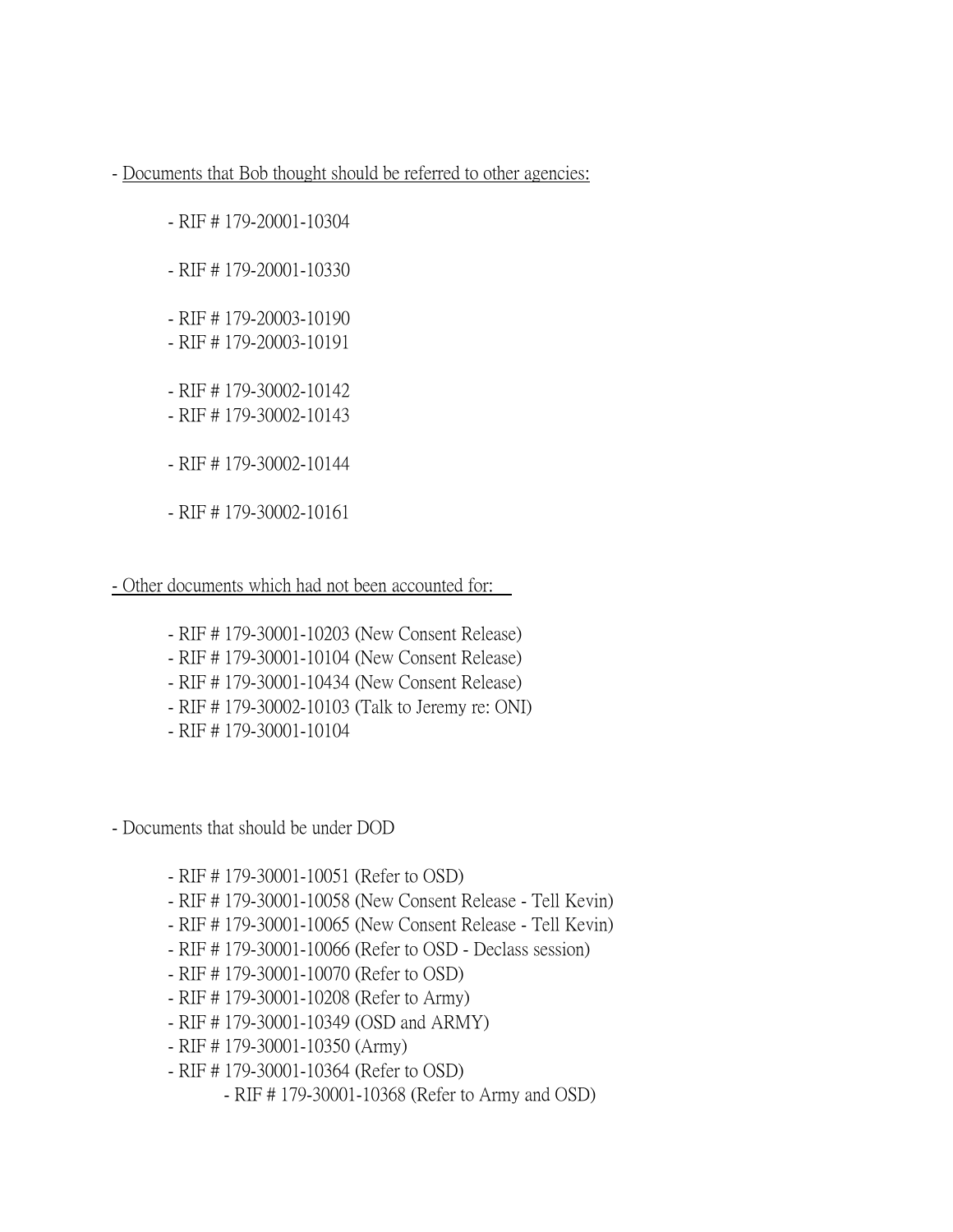- <u>Documents that Bob thought should be referred to other agencies:</u>

  - RIF # 179-20001-10304

  - RIF # 179-20001-10330

  - RIF # 179-20003-10190
  - RIF # 179-20003-10191

  - RIF # 179-30002-10142
  - RIF # 179-30002-10143

  - RIF # 179-30002-10144

  - RIF # 179-30002-10161

<u>- Other documents which had not been accounted for:</u>

  - RIF # 179-30001-10203 (New Consent Release)
  - RIF # 179-30001-10104 (New Consent Release)
  - RIF # 179-30001-10434 (New Consent Release)
  - RIF # 179-30002-10103 (Talk to Jeremy re: ONI)
  - RIF # 179-30001-10104

- Documents that should be under DOD

  - RIF # 179-30001-10051 (Refer to OSD)
  - RIF # 179-30001-10058 (New Consent Release - Tell Kevin)
  - RIF # 179-30001-10065 (New Consent Release - Tell Kevin)
  - RIF # 179-30001-10066 (Refer to OSD - Declass session)
  - RIF # 179-30001-10070 (Refer to OSD)
  - RIF # 179-30001-10208 (Refer to Army)
  - RIF # 179-30001-10349 (OSD and ARMY)
  - RIF # 179-30001-10350 (Army)
  - RIF # 179-30001-10364 (Refer to OSD)
    - RIF # 179-30001-10368 (Refer to Army and OSD)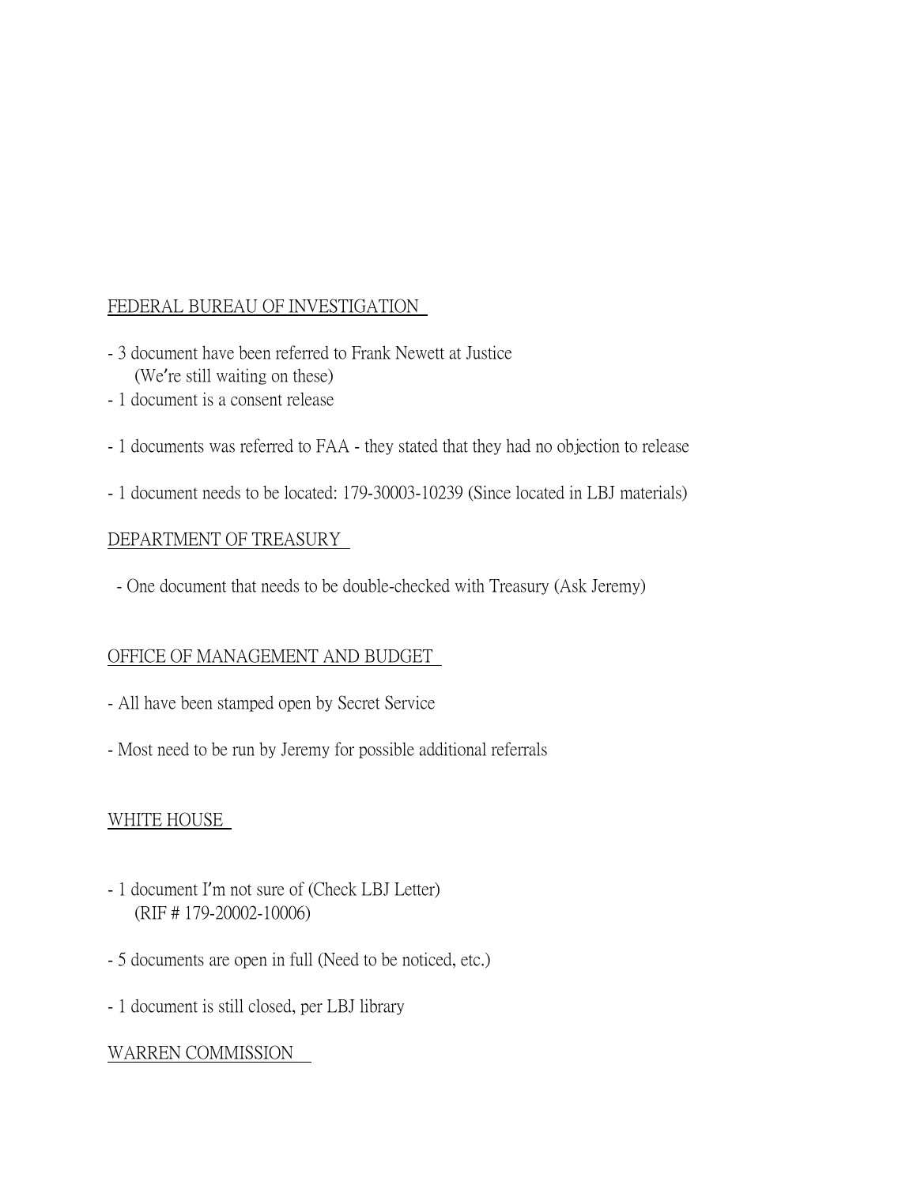FEDERAL BUREAU OF INVESTIGATION

- 3 document have been referred to Frank Newett at Justice
  (We're still waiting on these)
- 1 document is a consent release

- 1 documents was referred to FAA - they stated that they had no objection to release

- 1 document needs to be located: 179-30003-10239 (Since located in LBJ materials)

DEPARTMENT OF TREASURY

- One document that needs to be double-checked with Treasury (Ask Jeremy)

OFFICE OF MANAGEMENT AND BUDGET

- All have been stamped open by Secret Service

- Most need to be run by Jeremy for possible additional referrals

WHITE HOUSE

- 1 document I'm not sure of (Check LBJ Letter)
  (RIF # 179-20002-10006)

- 5 documents are open in full (Need to be noticed, etc.)

- 1 document is still closed, per LBJ library

WARREN COMMISSION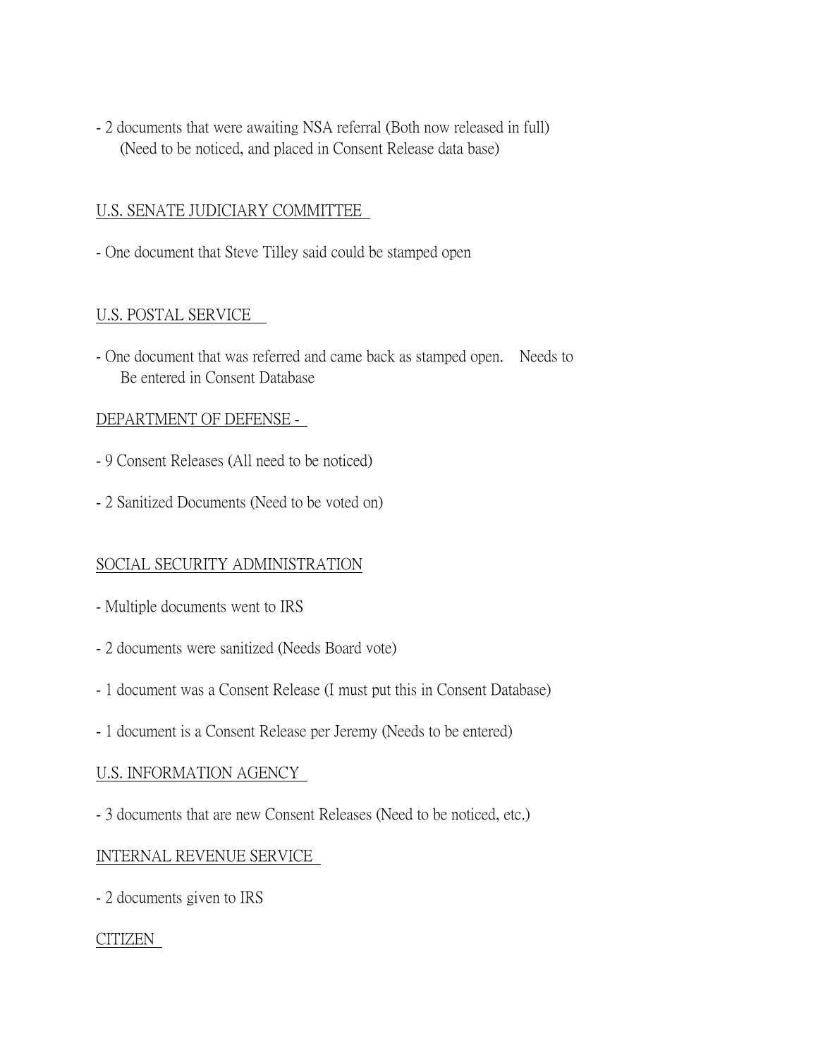- 2 documents that were awaiting NSA referral (Both now released in full)
  (Need to be noticed, and placed in Consent Release data base)

U.S. SENATE JUDICIARY COMMITTEE

- One document that Steve Tilley said could be stamped open

U.S. POSTAL SERVICE

- One document that was referred and came back as stamped open. Needs to
  Be entered in Consent Database

DEPARTMENT OF DEFENSE -

- 9 Consent Releases (All need to be noticed)

- 2 Sanitized Documents (Need to be voted on)

SOCIAL SECURITY ADMINISTRATION

- Multiple documents went to IRS

- 2 documents were sanitized (Needs Board vote)

- 1 document was a Consent Release (I must put this in Consent Database)

- 1 document is a Consent Release per Jeremy (Needs to be entered)

U.S. INFORMATION AGENCY

- 3 documents that are new Consent Releases (Need to be noticed, etc.)

INTERNAL REVENUE SERVICE

- 2 documents given to IRS

CITIZEN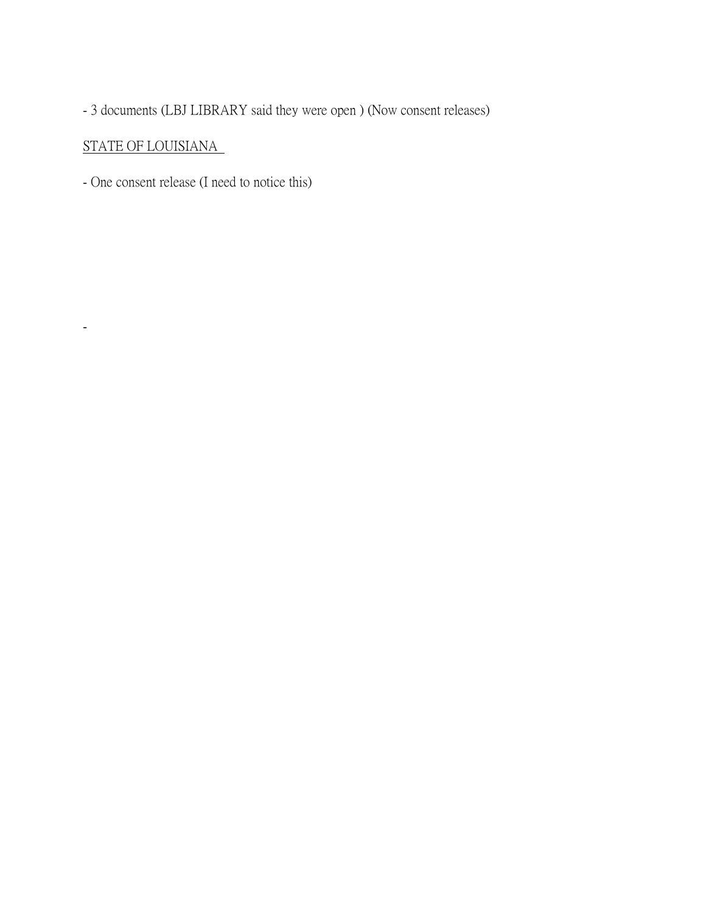- 3 documents (LBJ LIBRARY said they were open ) (Now consent releases)

STATE OF LOUISIANA

- One consent release (I need to notice this)

-